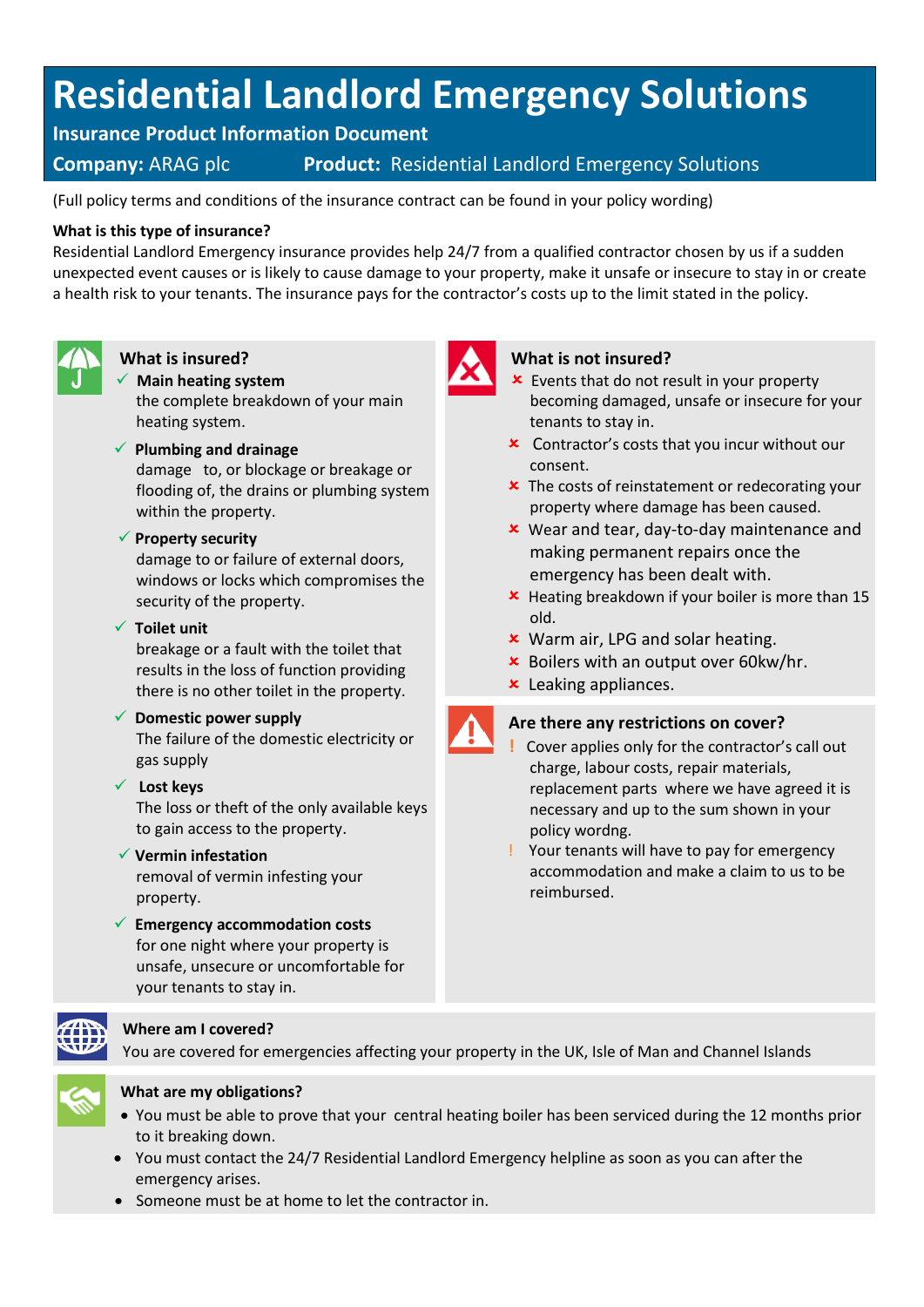# Residential Landlord Emergency Solutions

**Insurance Product Information Document**

**Company:** ARAG plc **Product:** Residential Landlord Emergency Solutions

(Full policy terms and conditions of the insurance contract can be found in your policy wording)

**What is this type of insurance?**

Residential Landlord Emergency insurance provides help 24/7 from a qualified contractor chosen by us if a sudden unexpected event causes or is likely to cause damage to your property, make it unsafe or insecure to stay in or create a health risk to your tenants. The insurance pays for the contractor's costs up to the limit stated in the policy.

## What is insured?

- ✓ **Main heating system**
  the complete breakdown of your main heating system.
- ✓ **Plumbing and drainage**
  damage to, or blockage or breakage or flooding of, the drains or plumbing system within the property.
- ✓ **Property security**
  damage to or failure of external doors, windows or locks which compromises the security of the property.
- ✓ **Toilet unit**
  breakage or a fault with the toilet that results in the loss of function providing there is no other toilet in the property.
- ✓ **Domestic power supply**
  The failure of the domestic electricity or gas supply
- ✓ **Lost keys**
  The loss or theft of the only available keys to gain access to the property.
- ✓ **Vermin infestation**
  removal of vermin infesting your property.
- ✓ **Emergency accommodation costs**
  for one night where your property is unsafe, unsecure or uncomfortable for your tenants to stay in.

## What is not insured?

- ✗ Events that do not result in your property becoming damaged, unsafe or insecure for your tenants to stay in.
- ✗ Contractor's costs that you incur without our consent.
- ✗ The costs of reinstatement or redecorating your property where damage has been caused.
- ✗ Wear and tear, day-to-day maintenance and making permanent repairs once the emergency has been dealt with.
- ✗ Heating breakdown if your boiler is more than 15 old.
- ✗ Warm air, LPG and solar heating.
- ✗ Boilers with an output over 60kw/hr.
- ✗ Leaking appliances.

## Are there any restrictions on cover?

- ! Cover applies only for the contractor's call out charge, labour costs, repair materials, replacement parts where we have agreed it is necessary and up to the sum shown in your policy wordng.
- ! Your tenants will have to pay for emergency accommodation and make a claim to us to be reimbursed.

## Where am I covered?

You are covered for emergencies affecting your property in the UK, Isle of Man and Channel Islands

## What are my obligations?

- You must be able to prove that your central heating boiler has been serviced during the 12 months prior to it breaking down.
- You must contact the 24/7 Residential Landlord Emergency helpline as soon as you can after the emergency arises.
- Someone must be at home to let the contractor in.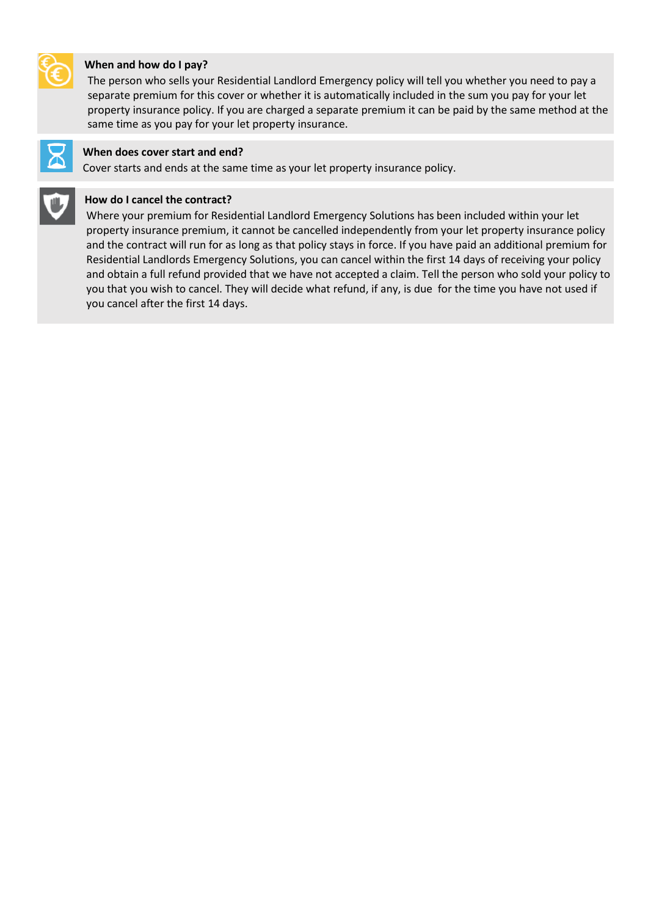### When and how do I pay?

The person who sells your Residential Landlord Emergency policy will tell you whether you need to pay a separate premium for this cover or whether it is automatically included in the sum you pay for your let property insurance policy. If you are charged a separate premium it can be paid by the same method at the same time as you pay for your let property insurance.

### When does cover start and end?

Cover starts and ends at the same time as your let property insurance policy.

### How do I cancel the contract?

Where your premium for Residential Landlord Emergency Solutions has been included within your let property insurance premium, it cannot be cancelled independently from your let property insurance policy and the contract will run for as long as that policy stays in force. If you have paid an additional premium for Residential Landlords Emergency Solutions, you can cancel within the first 14 days of receiving your policy and obtain a full refund provided that we have not accepted a claim. Tell the person who sold your policy to you that you wish to cancel. They will decide what refund, if any, is due for the time you have not used if you cancel after the first 14 days.